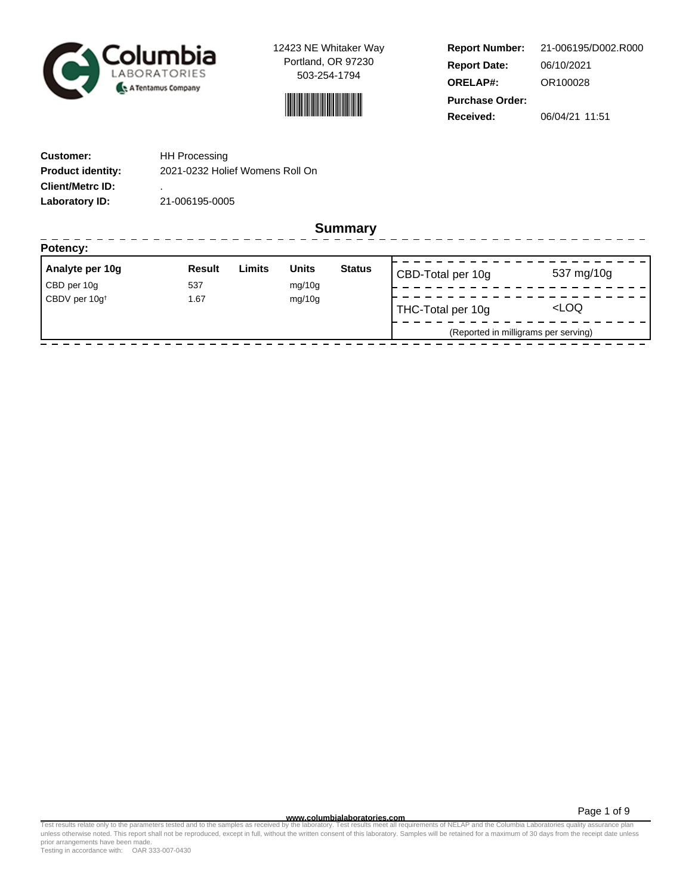Columbia LABORATORIES
A Tentamus Company

12423 NE Whitaker Way
Portland, OR 97230
503-254-1794

**Report Number:** 21-006195/D002.R000
**Report Date:** 06/10/2021
**ORELAP#:** OR100028
**Purchase Order:**
**Received:** 06/04/21 11:51

**Customer:** HH Processing
**Product identity:** 2021-0232 Holief Womens Roll On
**Client/Metrc ID:** .
**Laboratory ID:** 21-006195-0005

## Summary

**Potency:**

| Analyte per 10g | Result | Limits | Units | Status |
|---|---|---|---|---|
| CBD per 10g | 537 | | mg/10g | |
| CBDV per 10g† | 1.67 | | mg/10g | |

| | |
|---|---|
| CBD-Total per 10g | 537 mg/10g |
| THC-Total per 10g | <LOQ |

(Reported in milligrams per serving)

www.columbialaboratories.com

Test results relate only to the parameters tested and to the samples as received by the laboratory. Test results meet all requirements of NELAP and the Columbia Laboratories quality assurance plan unless otherwise noted. This report shall not be reproduced, except in full, without the written consent of this laboratory. Samples will be retained for a maximum of 30 days from the receipt date unless prior arrangements have been made.
Testing in accordance with: OAR 333-007-0430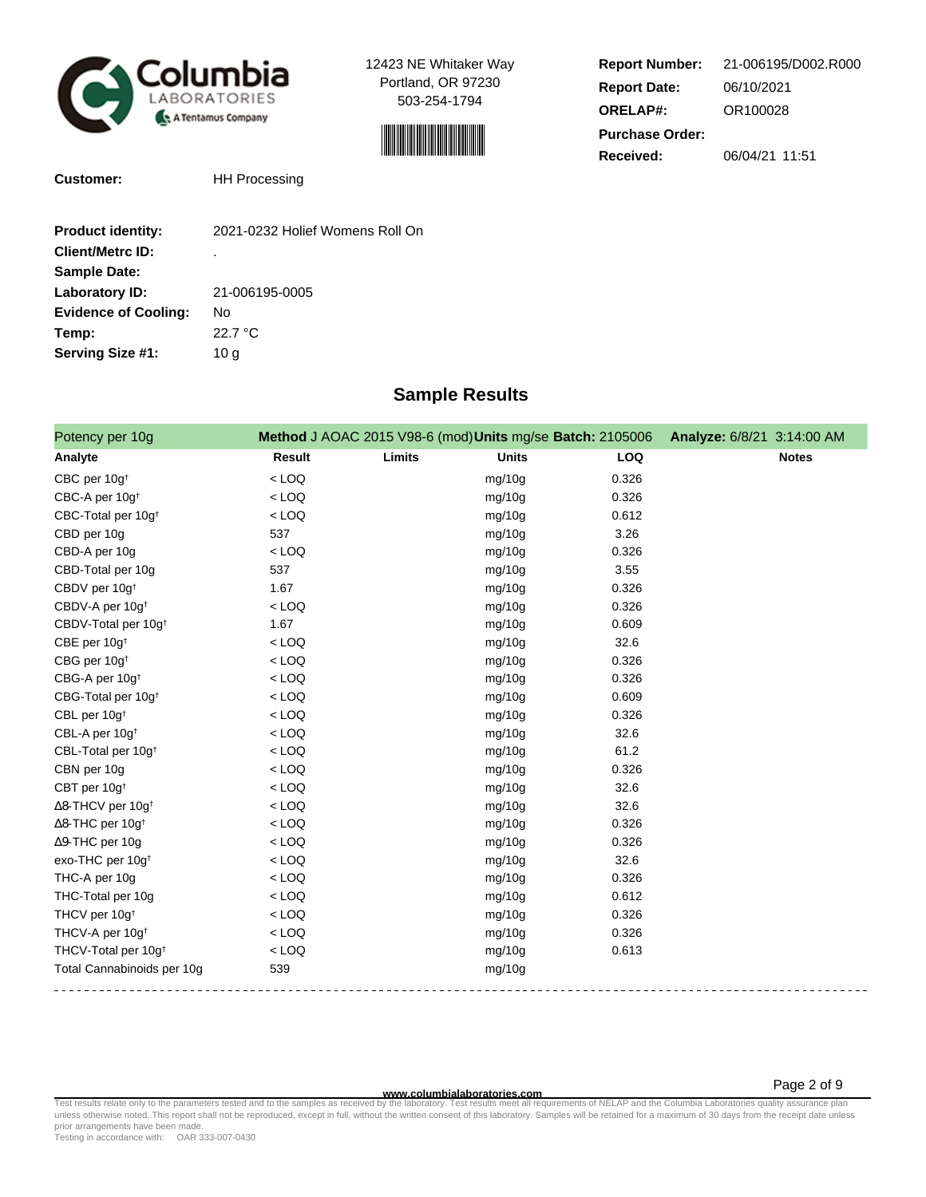Columbia Laboratories
A Tentamus Company

12423 NE Whitaker Way
Portland, OR 97230
503-254-1794

| | |
|---|---|
| **Report Number:** | 21-006195/D002.R000 |
| **Report Date:** | 06/10/2021 |
| **ORELAP#:** | OR100028 |
| **Purchase Order:** | |
| **Received:** | 06/04/21 11:51 |

**Customer:** HH Processing

| | |
|---|---|
| **Product identity:** | 2021-0232 Holief Womens Roll On |
| **Client/Metrc ID:** | . |
| **Sample Date:** | |
| **Laboratory ID:** | 21-006195-0005 |
| **Evidence of Cooling:** | No |
| **Temp:** | 22.7 °C |
| **Serving Size #1:** | 10 g |

## Sample Results

**Potency per 10g** — **Method** J AOAC 2015 V98-6 (mod) **Units** mg/se **Batch:** 2105006 **Analyze:** 6/8/21 3:14:00 AM

| Analyte | Result | Limits | Units | LOQ | Notes |
|---|---|---|---|---|---|
| CBC per 10g† | < LOQ | | mg/10g | 0.326 | |
| CBC-A per 10g† | < LOQ | | mg/10g | 0.326 | |
| CBC-Total per 10g† | < LOQ | | mg/10g | 0.612 | |
| CBD per 10g | 537 | | mg/10g | 3.26 | |
| CBD-A per 10g | < LOQ | | mg/10g | 0.326 | |
| CBD-Total per 10g | 537 | | mg/10g | 3.55 | |
| CBDV per 10g† | 1.67 | | mg/10g | 0.326 | |
| CBDV-A per 10g† | < LOQ | | mg/10g | 0.326 | |
| CBDV-Total per 10g† | 1.67 | | mg/10g | 0.609 | |
| CBE per 10g† | < LOQ | | mg/10g | 32.6 | |
| CBG per 10g† | < LOQ | | mg/10g | 0.326 | |
| CBG-A per 10g† | < LOQ | | mg/10g | 0.326 | |
| CBG-Total per 10g† | < LOQ | | mg/10g | 0.609 | |
| CBL per 10g† | < LOQ | | mg/10g | 0.326 | |
| CBL-A per 10g† | < LOQ | | mg/10g | 32.6 | |
| CBL-Total per 10g† | < LOQ | | mg/10g | 61.2 | |
| CBN per 10g | < LOQ | | mg/10g | 0.326 | |
| CBT per 10g† | < LOQ | | mg/10g | 32.6 | |
| Δ8-THCV per 10g† | < LOQ | | mg/10g | 32.6 | |
| Δ8-THC per 10g† | < LOQ | | mg/10g | 0.326 | |
| Δ9-THC per 10g | < LOQ | | mg/10g | 0.326 | |
| exo-THC per 10g† | < LOQ | | mg/10g | 32.6 | |
| THC-A per 10g | < LOQ | | mg/10g | 0.326 | |
| THC-Total per 10g | < LOQ | | mg/10g | 0.612 | |
| THCV per 10g† | < LOQ | | mg/10g | 0.326 | |
| THCV-A per 10g† | < LOQ | | mg/10g | 0.326 | |
| THCV-Total per 10g† | < LOQ | | mg/10g | 0.613 | |
| Total Cannabinoids per 10g | 539 | | mg/10g | | |

www.columbialaboratories.com

Test results relate only to the parameters tested and to the samples as received by the laboratory. Test results meet all requirements of NELAP and the Columbia Laboratories quality assurance plan unless otherwise noted. This report shall not be reproduced, except in full, without the written consent of this laboratory. Samples will be retained for a maximum of 30 days from the receipt date unless prior arrangements have been made.
Testing in accordance with: OAR 333-007-0430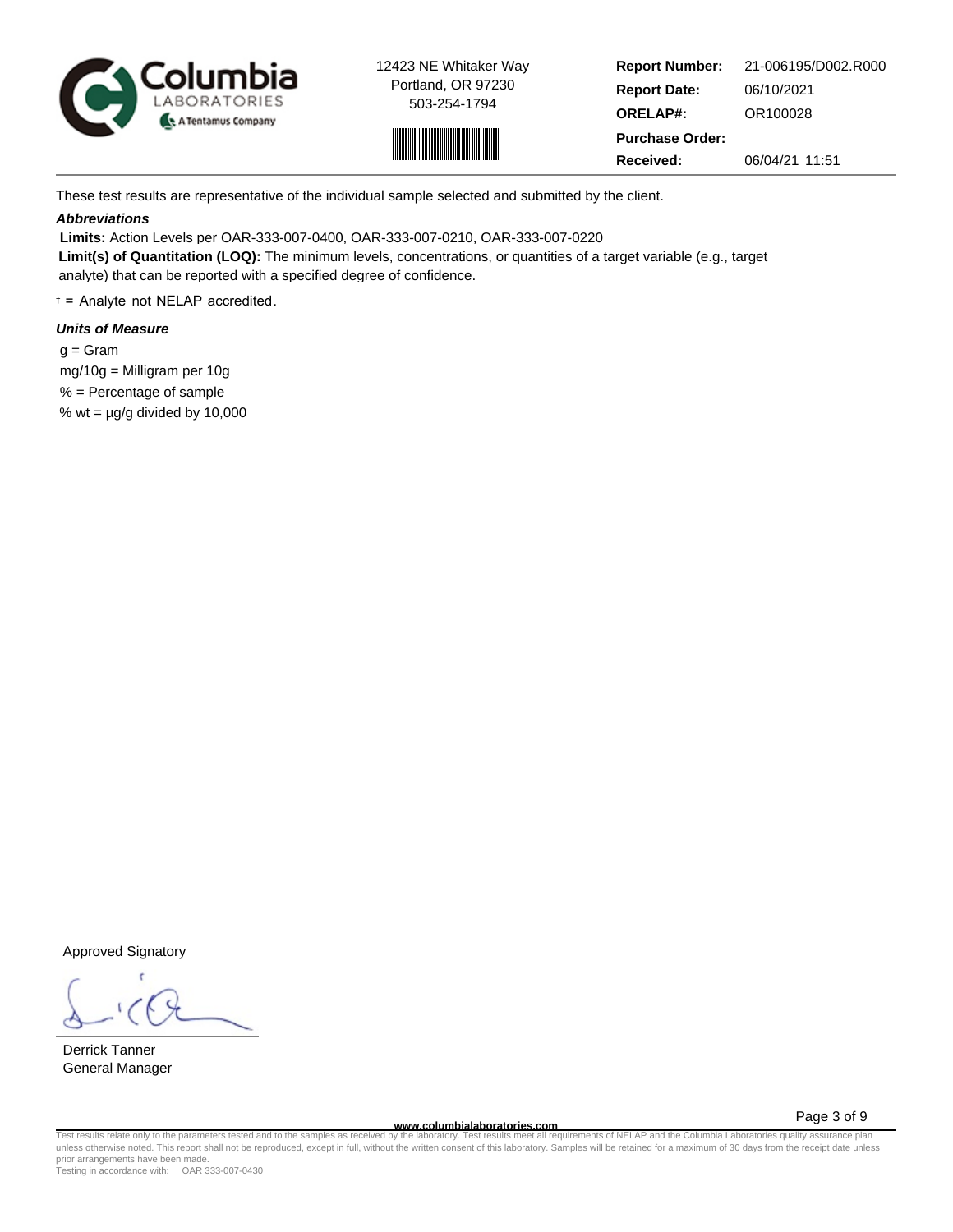12423 NE Whitaker Way
Portland, OR 97230
503-254-1794

| | |
|---|---|
| **Report Number:** | 21-006195/D002.R000 |
| **Report Date:** | 06/10/2021 |
| **ORELAP#:** | OR100028 |
| **Purchase Order:** | |
| **Received:** | 06/04/21 11:51 |

These test results are representative of the individual sample selected and submitted by the client.

***Abbreviations***

**Limits:** Action Levels per OAR-333-007-0400, OAR-333-007-0210, OAR-333-007-0220

**Limit(s) of Quantitation (LOQ):** The minimum levels, concentrations, or quantities of a target variable (e.g., target analyte) that can be reported with a specified degree of confidence.

† = Analyte not NELAP accredited.

***Units of Measure***

g = Gram

mg/10g = Milligram per 10g

% = Percentage of sample

% wt = µg/g divided by 10,000

Approved Signatory

Derrick Tanner
General Manager

www.columbialaboratories.com

Test results relate only to the parameters tested and to the samples as received by the laboratory. Test results meet all requirements of NELAP and the Columbia Laboratories quality assurance plan unless otherwise noted. This report shall not be reproduced, except in full, without the written consent of this laboratory. Samples will be retained for a maximum of 30 days from the receipt date unless prior arrangements have been made.
Testing in accordance with: OAR 333-007-0430